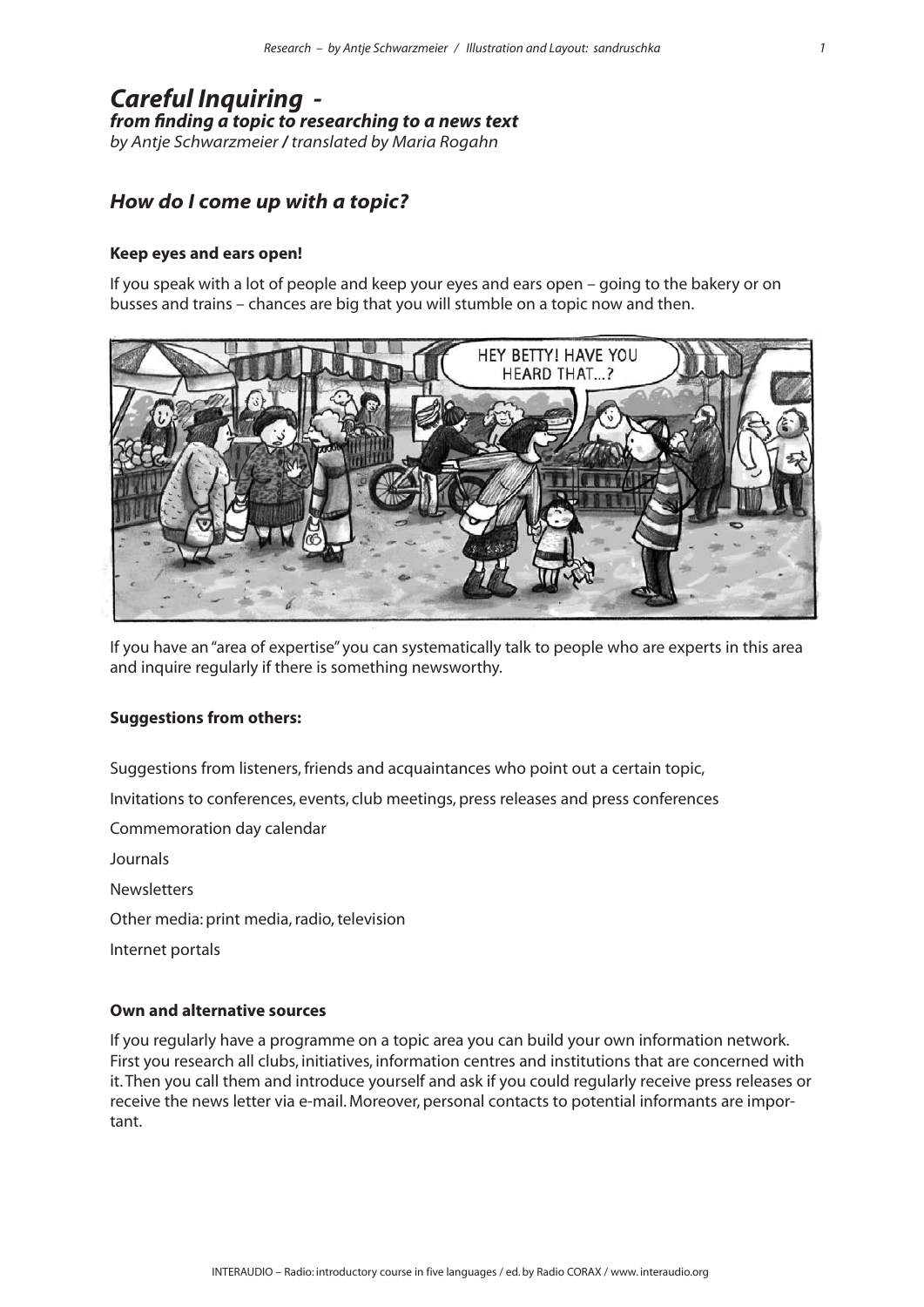# *Careful Inquiring -*

***from finding a topic to researching to a news text***

*by Antje Schwarzmeier / translated by Maria Rogahn*

## *How do I come up with a topic?*

**Keep eyes and ears open!**

If you speak with a lot of people and keep your eyes and ears open – going to the bakery or on busses and trains – chances are big that you will stumble on a topic now and then.

If you have an "area of expertise" you can systematically talk to people who are experts in this area and inquire regularly if there is something newsworthy.

**Suggestions from others:**

Suggestions from listeners, friends and acquaintances who point out a certain topic,

Invitations to conferences, events, club meetings, press releases and press conferences

Commemoration day calendar

Journals

Newsletters

Other media: print media, radio, television

Internet portals

**Own and alternative sources**

If you regularly have a programme on a topic area you can build your own information network. First you research all clubs, initiatives, information centres and institutions that are concerned with it. Then you call them and introduce yourself and ask if you could regularly receive press releases or receive the news letter via e-mail. Moreover, personal contacts to potential informants are important.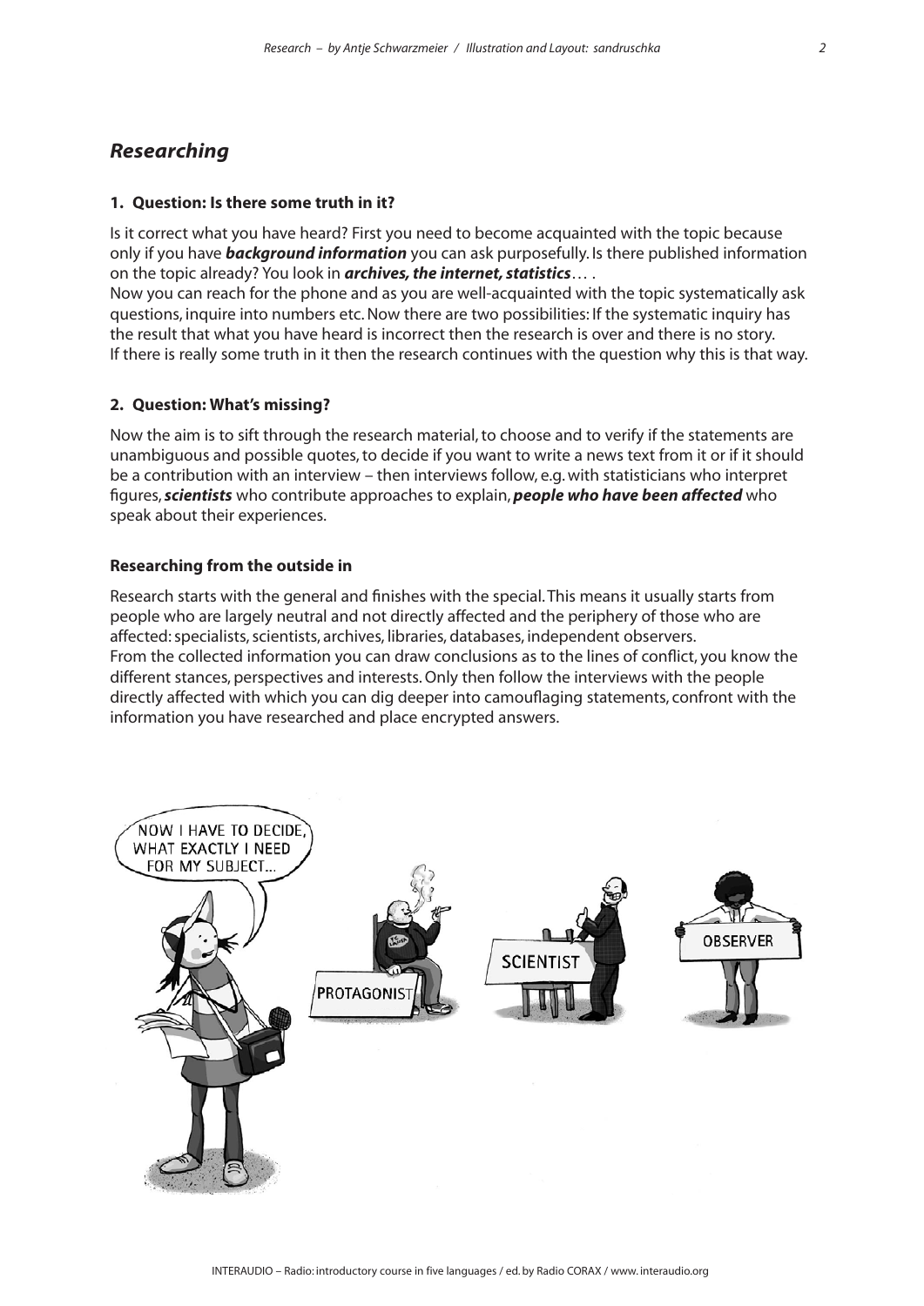## *Researching*

### 1. Question: Is there some truth in it?

Is it correct what you have heard? First you need to become acquainted with the topic because only if you have ***background information*** you can ask purposefully. Is there published information on the topic already? You look in ***archives, the internet, statistics***… .
Now you can reach for the phone and as you are well-acquainted with the topic systematically ask questions, inquire into numbers etc. Now there are two possibilities: If the systematic inquiry has the result that what you have heard is incorrect then the research is over and there is no story.
If there is really some truth in it then the research continues with the question why this is that way.

### 2. Question: What's missing?

Now the aim is to sift through the research material, to choose and to verify if the statements are unambiguous and possible quotes, to decide if you want to write a news text from it or if it should be a contribution with an interview – then interviews follow, e.g. with statisticians who interpret figures, ***scientists*** who contribute approaches to explain, ***people who have been affected*** who speak about their experiences.

### Researching from the outside in

Research starts with the general and finishes with the special. This means it usually starts from people who are largely neutral and not directly affected and the periphery of those who are affected: specialists, scientists, archives, libraries, databases, independent observers.
From the collected information you can draw conclusions as to the lines of conflict, you know the different stances, perspectives and interests. Only then follow the interviews with the people directly affected with which you can dig deeper into camouflaging statements, confront with the information you have researched and place encrypted answers.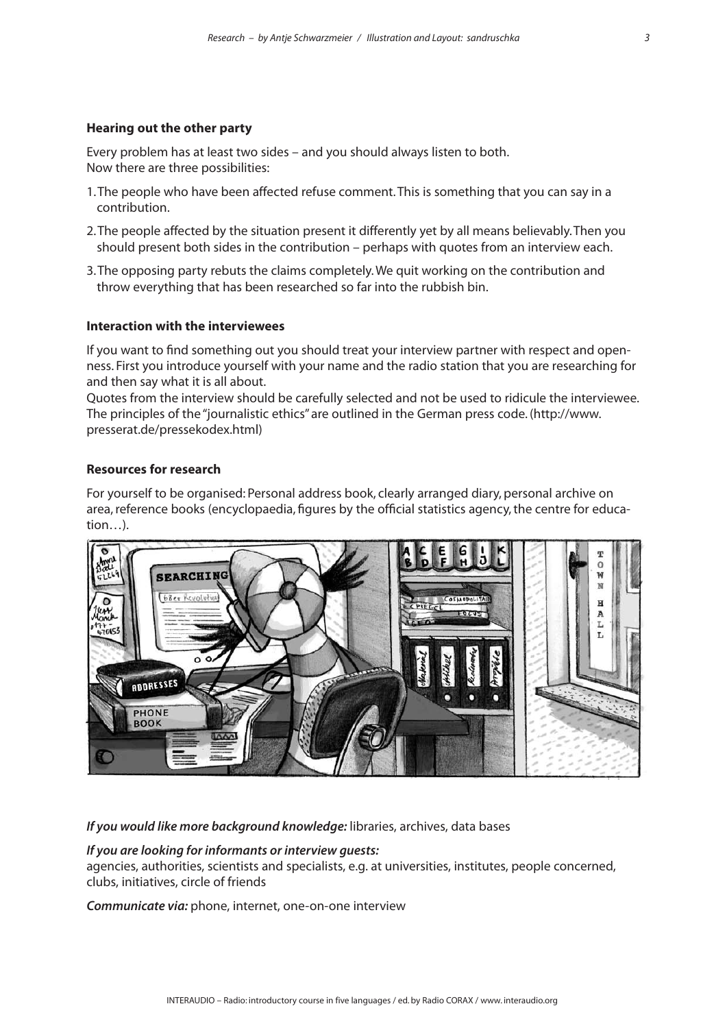### Hearing out the other party

Every problem has at least two sides – and you should always listen to both.
Now there are three possibilities:

1. The people who have been affected refuse comment. This is something that you can say in a contribution.
2. The people affected by the situation present it differently yet by all means believably. Then you should present both sides in the contribution – perhaps with quotes from an interview each.
3. The opposing party rebuts the claims completely. We quit working on the contribution and throw everything that has been researched so far into the rubbish bin.

### Interaction with the interviewees

If you want to find something out you should treat your interview partner with respect and openness. First you introduce yourself with your name and the radio station that you are researching for and then say what it is all about.

Quotes from the interview should be carefully selected and not be used to ridicule the interviewee. The principles of the "journalistic ethics" are outlined in the German press code. (http://www.presserat.de/pressekodex.html)

### Resources for research

For yourself to be organised: Personal address book, clearly arranged diary, personal archive on area, reference books (encyclopaedia, figures by the official statistics agency, the centre for education…).

***If you would like more background knowledge:*** libraries, archives, data bases

***If you are looking for informants or interview guests:***
agencies, authorities, scientists and specialists, e.g. at universities, institutes, people concerned, clubs, initiatives, circle of friends

***Communicate via:*** phone, internet, one-on-one interview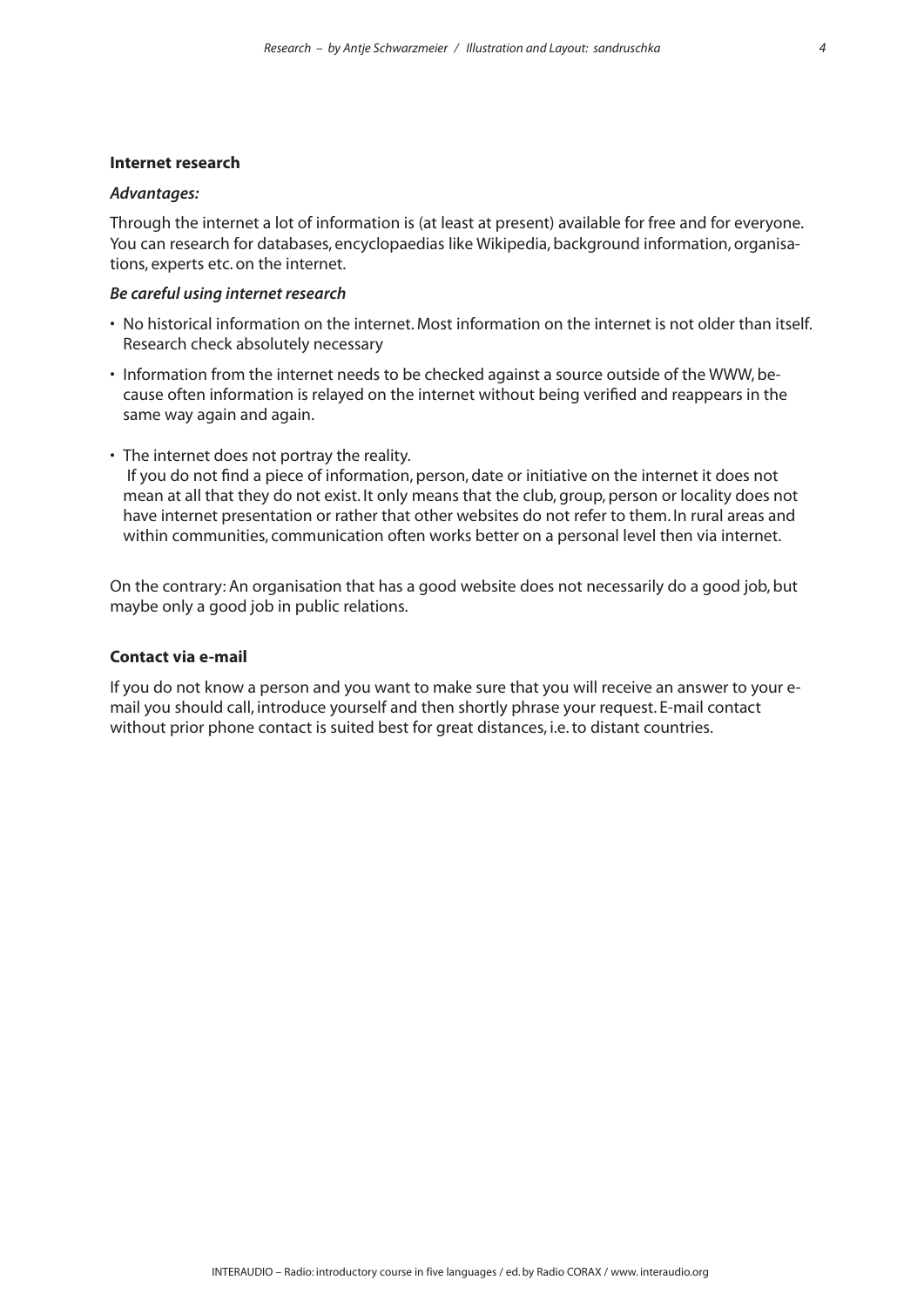### Internet research

***Advantages:***

Through the internet a lot of information is (at least at present) available for free and for everyone. You can research for databases, encyclopaedias like Wikipedia, background information, organisations, experts etc. on the internet.

***Be careful using internet research***

- No historical information on the internet. Most information on the internet is not older than itself. Research check absolutely necessary
- Information from the internet needs to be checked against a source outside of the WWW, because often information is relayed on the internet without being verified and reappears in the same way again and again.
- The internet does not portray the reality.
  If you do not find a piece of information, person, date or initiative on the internet it does not mean at all that they do not exist. It only means that the club, group, person or locality does not have internet presentation or rather that other websites do not refer to them. In rural areas and within communities, communication often works better on a personal level then via internet.

On the contrary: An organisation that has a good website does not necessarily do a good job, but maybe only a good job in public relations.

### Contact via e-mail

If you do not know a person and you want to make sure that you will receive an answer to your e-mail you should call, introduce yourself and then shortly phrase your request. E-mail contact without prior phone contact is suited best for great distances, i.e. to distant countries.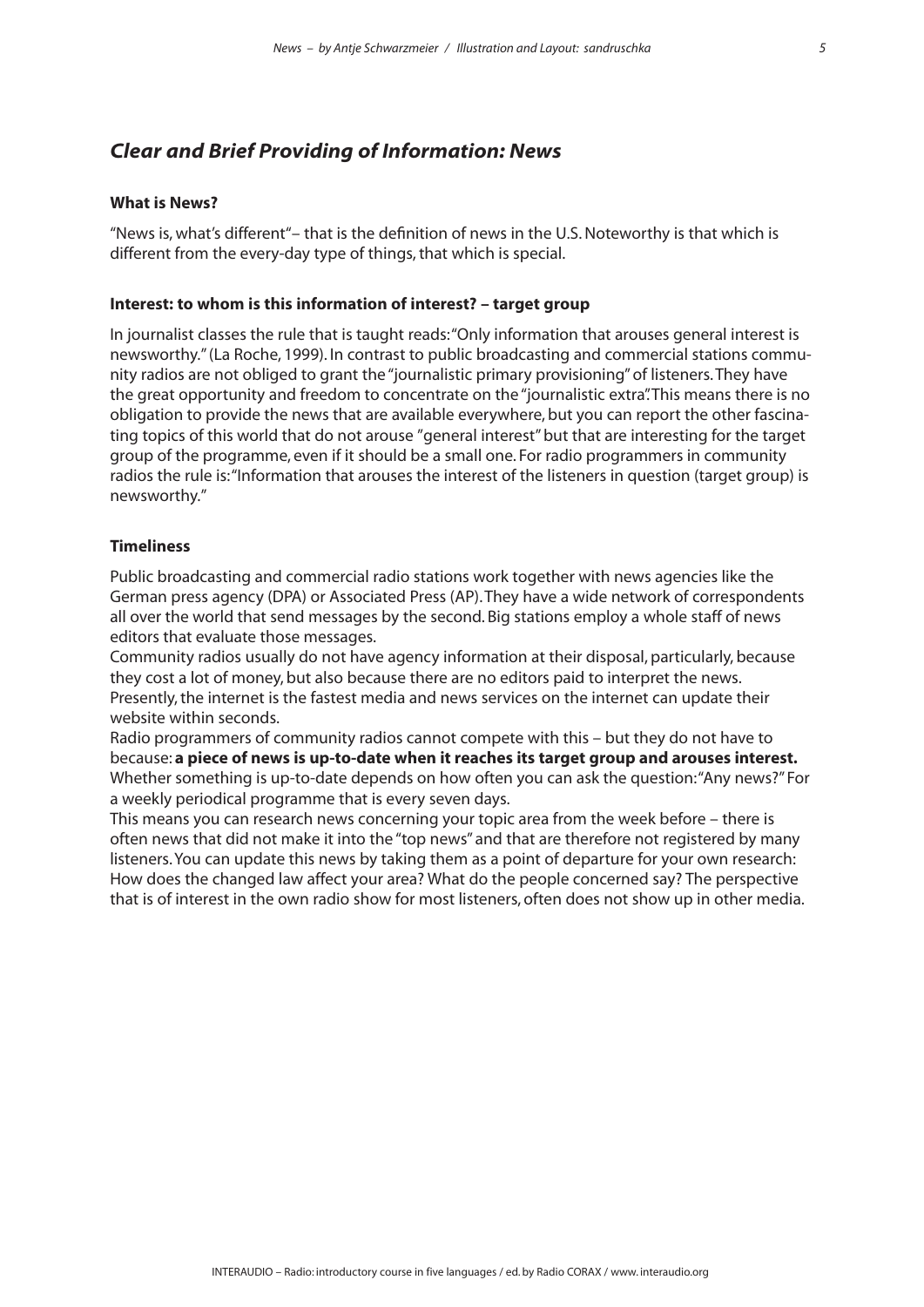## *Clear and Brief Providing of Information: News*

### What is News?

"News is, what's different"– that is the definition of news in the U.S. Noteworthy is that which is different from the every-day type of things, that which is special.

### Interest: to whom is this information of interest? – target group

In journalist classes the rule that is taught reads: "Only information that arouses general interest is newsworthy." (La Roche, 1999). In contrast to public broadcasting and commercial stations community radios are not obliged to grant the "journalistic primary provisioning" of listeners. They have the great opportunity and freedom to concentrate on the "journalistic extra". This means there is no obligation to provide the news that are available everywhere, but you can report the other fascinating topics of this world that do not arouse "general interest" but that are interesting for the target group of the programme, even if it should be a small one. For radio programmers in community radios the rule is: "Information that arouses the interest of the listeners in question (target group) is newsworthy."

### Timeliness

Public broadcasting and commercial radio stations work together with news agencies like the German press agency (DPA) or Associated Press (AP). They have a wide network of correspondents all over the world that send messages by the second. Big stations employ a whole staff of news editors that evaluate those messages.
Community radios usually do not have agency information at their disposal, particularly, because they cost a lot of money, but also because there are no editors paid to interpret the news.
Presently, the internet is the fastest media and news services on the internet can update their website within seconds.
Radio programmers of community radios cannot compete with this – but they do not have to because: **a piece of news is up-to-date when it reaches its target group and arouses interest.** Whether something is up-to-date depends on how often you can ask the question: "Any news?" For a weekly periodical programme that is every seven days.
This means you can research news concerning your topic area from the week before – there is often news that did not make it into the "top news" and that are therefore not registered by many listeners. You can update this news by taking them as a point of departure for your own research: How does the changed law affect your area? What do the people concerned say? The perspective that is of interest in the own radio show for most listeners, often does not show up in other media.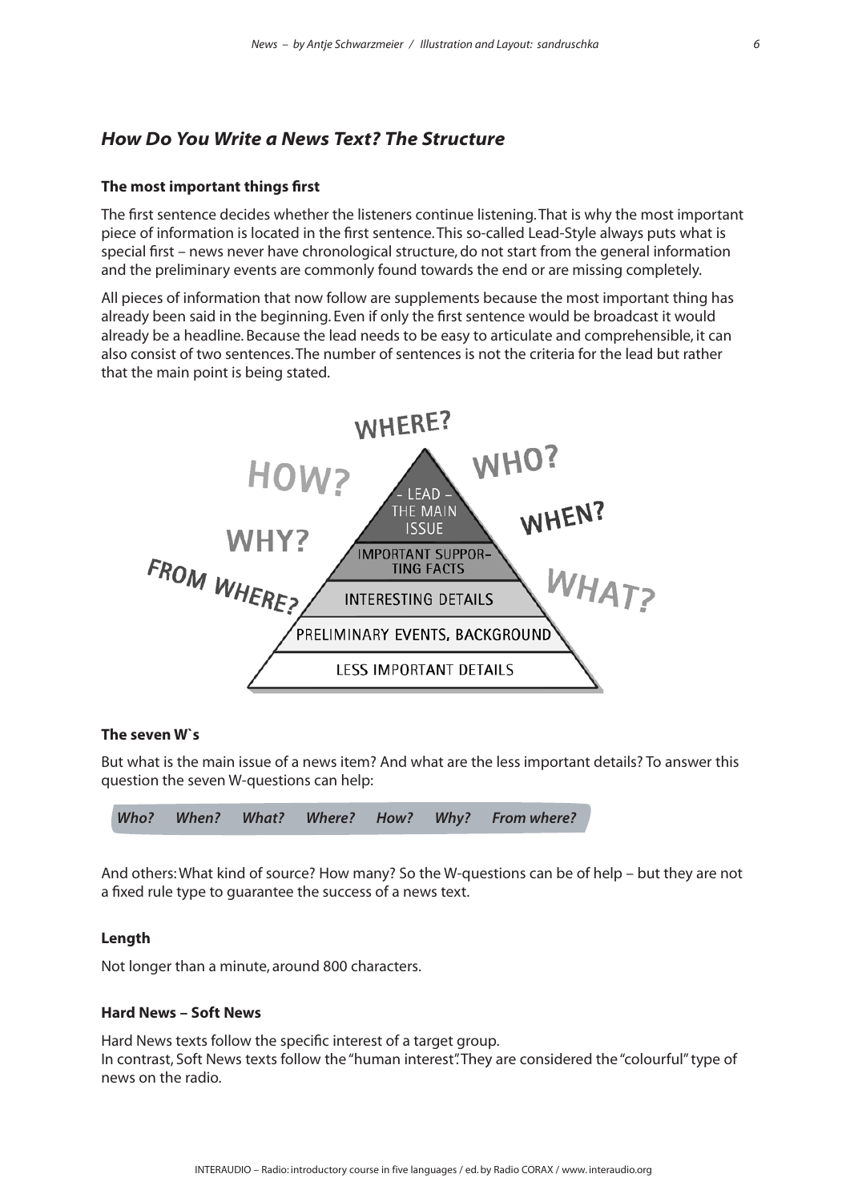## How Do You Write a News Text? The Structure

### The most important things first

The first sentence decides whether the listeners continue listening. That is why the most important piece of information is located in the first sentence. This so-called Lead-Style always puts what is special first – news never have chronological structure, do not start from the general information and the preliminary events are commonly found towards the end or are missing completely.

All pieces of information that now follow are supplements because the most important thing has already been said in the beginning. Even if only the first sentence would be broadcast it would already be a headline. Because the lead needs to be easy to articulate and comprehensible, it can also consist of two sentences. The number of sentences is not the criteria for the lead but rather that the main point is being stated.

WHERE? HOW? WHO? WHY? WHEN? FROM WHERE? WHAT?

- LEAD – THE MAIN ISSUE
- IMPORTANT SUPPORTING FACTS
- INTERESTING DETAILS
- PRELIMINARY EVENTS, BACKGROUND
- LESS IMPORTANT DETAILS

### The seven W`s

But what is the main issue of a news item? And what are the less important details? To answer this question the seven W-questions can help:

***Who? When? What? Where? How? Why? From where?***

And others: What kind of source? How many? So the W-questions can be of help – but they are not a fixed rule type to guarantee the success of a news text.

### Length

Not longer than a minute, around 800 characters.

### Hard News – Soft News

Hard News texts follow the specific interest of a target group.
In contrast, Soft News texts follow the "human interest". They are considered the "colourful" type of news on the radio.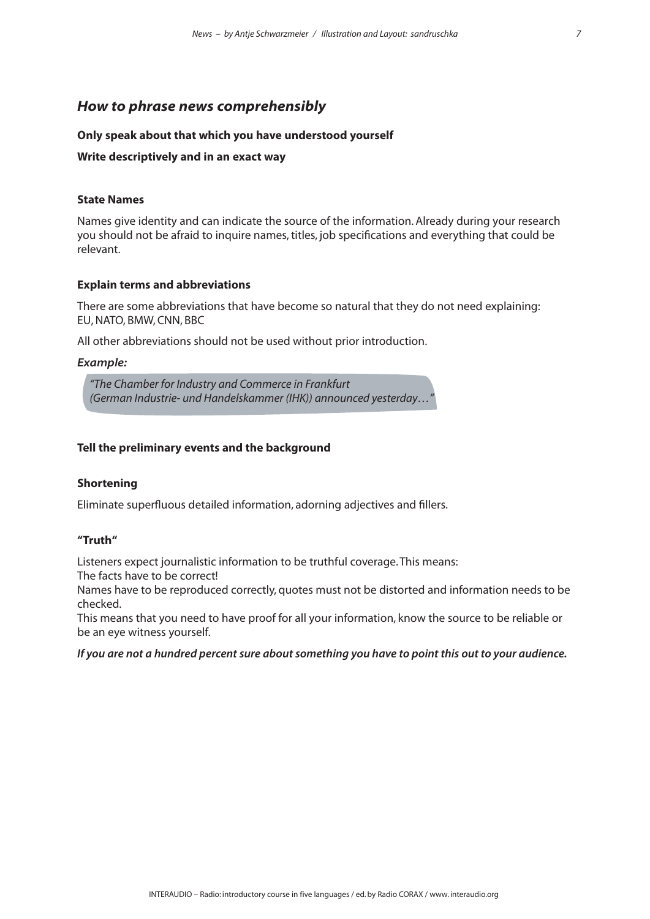## *How to phrase news comprehensibly*

**Only speak about that which you have understood yourself**

**Write descriptively and in an exact way**

### State Names

Names give identity and can indicate the source of the information. Already during your research you should not be afraid to inquire names, titles, job specifications and everything that could be relevant.

### Explain terms and abbreviations

There are some abbreviations that have become so natural that they do not need explaining: EU, NATO, BMW, CNN, BBC

All other abbreviations should not be used without prior introduction.

***Example:***

> *"The Chamber for Industry and Commerce in Frankfurt (German Industrie- und Handelskammer (IHK)) announced yesterday…"*

### Tell the preliminary events and the background

### Shortening

Eliminate superfluous detailed information, adorning adjectives and fillers.

### "Truth"

Listeners expect journalistic information to be truthful coverage. This means:
The facts have to be correct!
Names have to be reproduced correctly, quotes must not be distorted and information needs to be checked.
This means that you need to have proof for all your information, know the source to be reliable or be an eye witness yourself.

***If you are not a hundred percent sure about something you have to point this out to your audience.***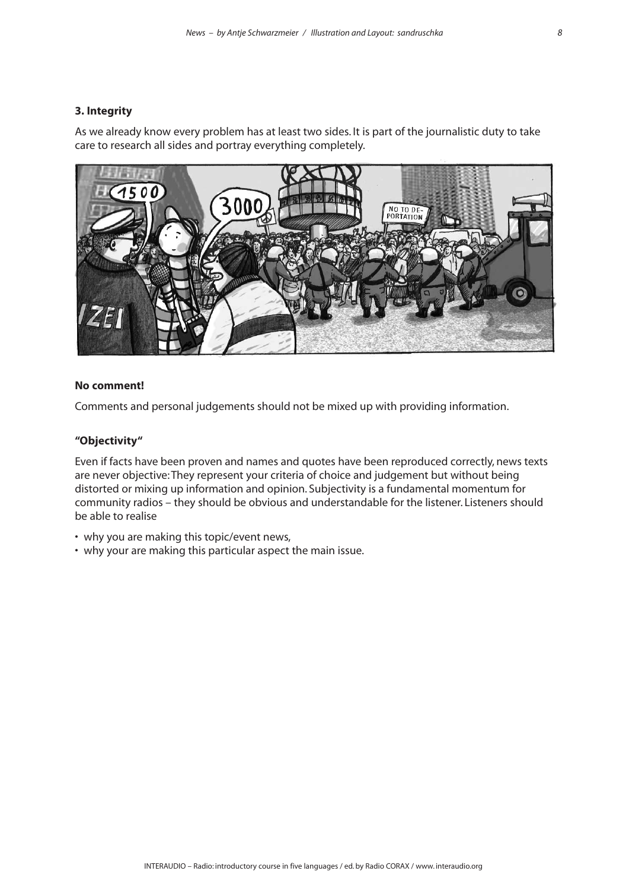### 3. Integrity

As we already know every problem has at least two sides. It is part of the journalistic duty to take care to research all sides and portray everything completely.

#### No comment!

Comments and personal judgements should not be mixed up with providing information.

#### "Objectivity"

Even if facts have been proven and names and quotes have been reproduced correctly, news texts are never objective: They represent your criteria of choice and judgement but without being distorted or mixing up information and opinion. Subjectivity is a fundamental momentum for community radios – they should be obvious and understandable for the listener. Listeners should be able to realise

- why you are making this topic/event news,
- why your are making this particular aspect the main issue.